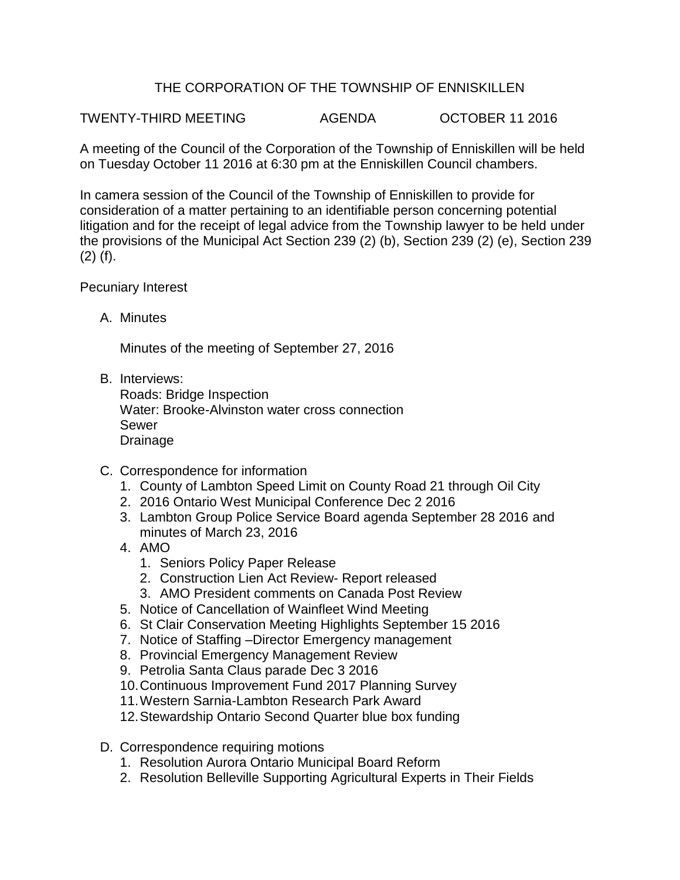# THE CORPORATION OF THE TOWNSHIP OF ENNISKILLEN

TWENTY-THIRD MEETING AGENDA OCTOBER 11 2016

A meeting of the Council of the Corporation of the Township of Enniskillen will be held on Tuesday October 11 2016 at 6:30 pm at the Enniskillen Council chambers.

In camera session of the Council of the Township of Enniskillen to provide for consideration of a matter pertaining to an identifiable person concerning potential litigation and for the receipt of legal advice from the Township lawyer to be held under the provisions of the Municipal Act Section 239 (2) (b), Section 239 (2) (e), Section 239 (2) (f).

Pecuniary Interest

A. Minutes

   Minutes of the meeting of September 27, 2016

B. Interviews:
   Roads: Bridge Inspection
   Water: Brooke-Alvinston water cross connection
   Sewer
   Drainage

C. Correspondence for information
   1. County of Lambton Speed Limit on County Road 21 through Oil City
   2. 2016 Ontario West Municipal Conference Dec 2 2016
   3. Lambton Group Police Service Board agenda September 28 2016 and minutes of March 23, 2016
   4. AMO
      1. Seniors Policy Paper Release
      2. Construction Lien Act Review- Report released
      3. AMO President comments on Canada Post Review
   5. Notice of Cancellation of Wainfleet Wind Meeting
   6. St Clair Conservation Meeting Highlights September 15 2016
   7. Notice of Staffing –Director Emergency management
   8. Provincial Emergency Management Review
   9. Petrolia Santa Claus parade Dec 3 2016
   10. Continuous Improvement Fund 2017 Planning Survey
   11. Western Sarnia-Lambton Research Park Award
   12. Stewardship Ontario Second Quarter blue box funding

D. Correspondence requiring motions
   1. Resolution Aurora Ontario Municipal Board Reform
   2. Resolution Belleville Supporting Agricultural Experts in Their Fields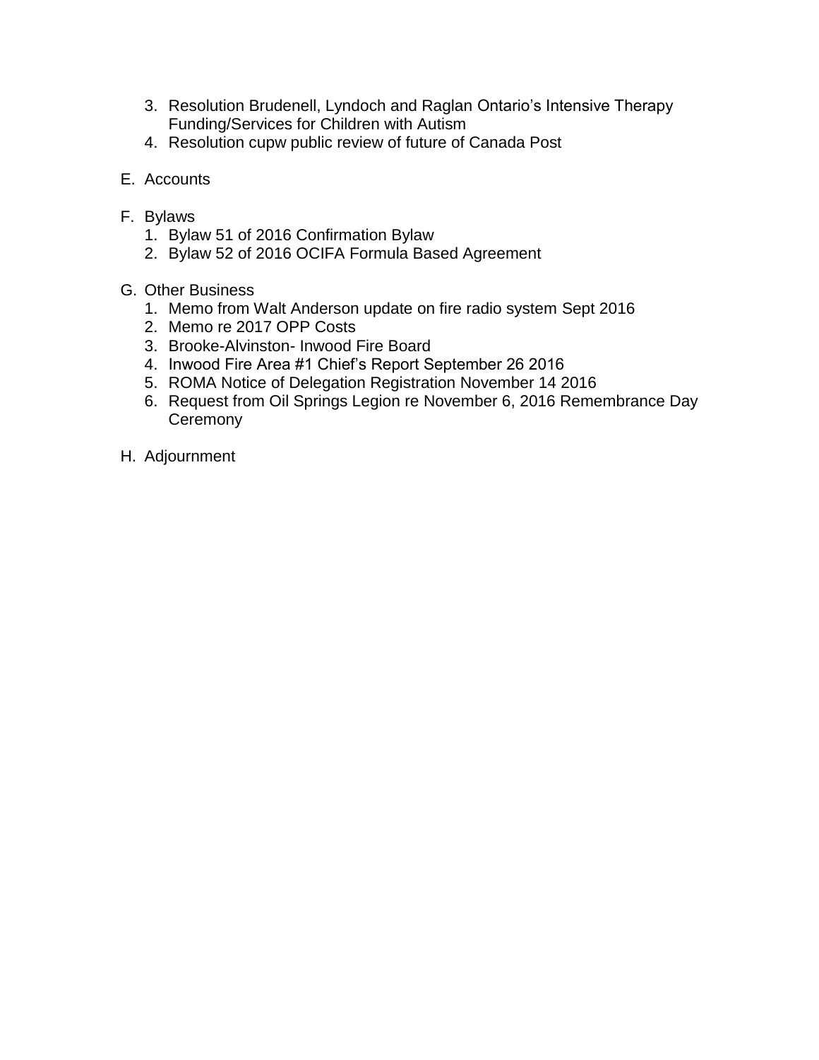3. Resolution Brudenell, Lyndoch and Raglan Ontario's Intensive Therapy Funding/Services for Children with Autism
4. Resolution cupw public review of future of Canada Post

E. Accounts

F. Bylaws
   1. Bylaw 51 of 2016 Confirmation Bylaw
   2. Bylaw 52 of 2016 OCIFA Formula Based Agreement

G. Other Business
   1. Memo from Walt Anderson update on fire radio system Sept 2016
   2. Memo re 2017 OPP Costs
   3. Brooke-Alvinston- Inwood Fire Board
   4. Inwood Fire Area #1 Chief's Report September 26 2016
   5. ROMA Notice of Delegation Registration November 14 2016
   6. Request from Oil Springs Legion re November 6, 2016 Remembrance Day Ceremony

H. Adjournment